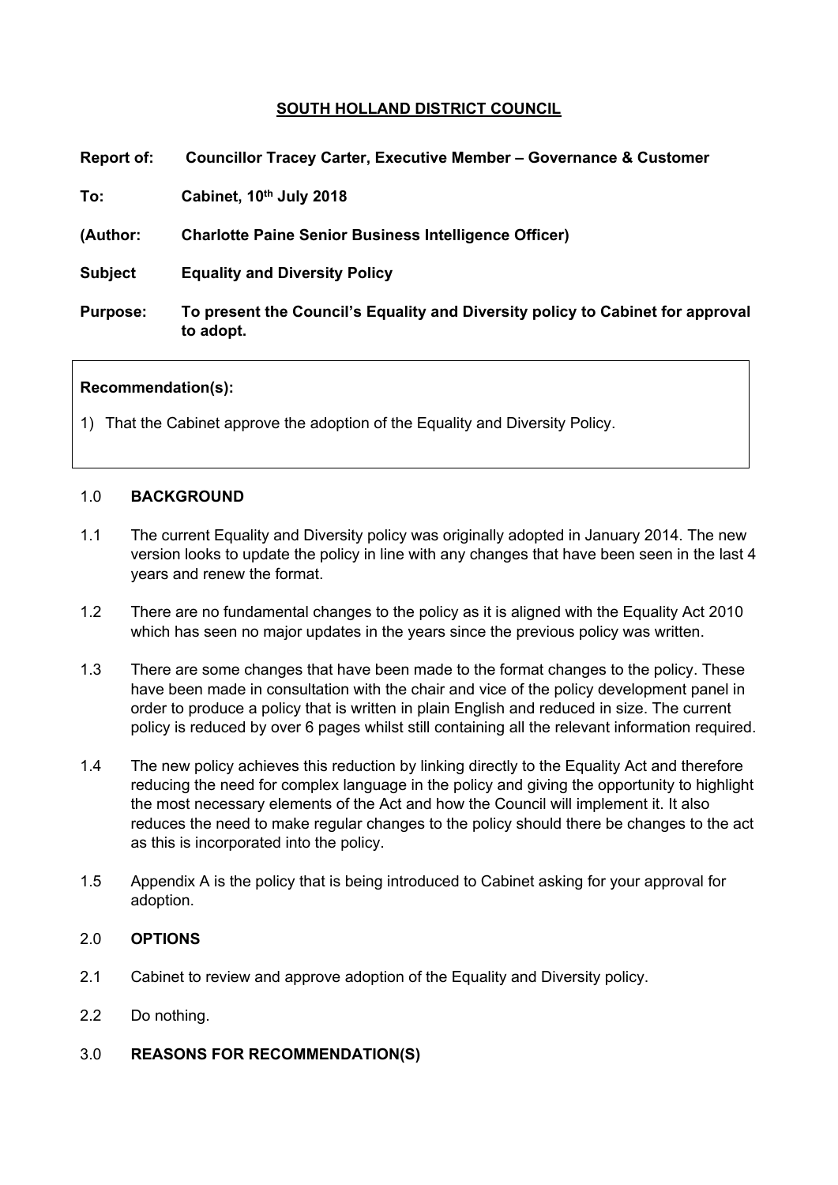# SOUTH HOLLAND DISTRICT COUNCIL

**Report of:** **Councillor Tracey Carter, Executive Member – Governance & Customer**

**To:** **Cabinet, 10th July 2018**

**(Author:** **Charlotte Paine Senior Business Intelligence Officer)**

**Subject** **Equality and Diversity Policy**

**Purpose:** **To present the Council's Equality and Diversity policy to Cabinet for approval to adopt.**

**Recommendation(s):**

1) That the Cabinet approve the adoption of the Equality and Diversity Policy.

## 1.0 BACKGROUND

1.1 The current Equality and Diversity policy was originally adopted in January 2014. The new version looks to update the policy in line with any changes that have been seen in the last 4 years and renew the format.

1.2 There are no fundamental changes to the policy as it is aligned with the Equality Act 2010 which has seen no major updates in the years since the previous policy was written.

1.3 There are some changes that have been made to the format changes to the policy. These have been made in consultation with the chair and vice of the policy development panel in order to produce a policy that is written in plain English and reduced in size. The current policy is reduced by over 6 pages whilst still containing all the relevant information required.

1.4 The new policy achieves this reduction by linking directly to the Equality Act and therefore reducing the need for complex language in the policy and giving the opportunity to highlight the most necessary elements of the Act and how the Council will implement it. It also reduces the need to make regular changes to the policy should there be changes to the act as this is incorporated into the policy.

1.5 Appendix A is the policy that is being introduced to Cabinet asking for your approval for adoption.

## 2.0 OPTIONS

2.1 Cabinet to review and approve adoption of the Equality and Diversity policy.

2.2 Do nothing.

## 3.0 REASONS FOR RECOMMENDATION(S)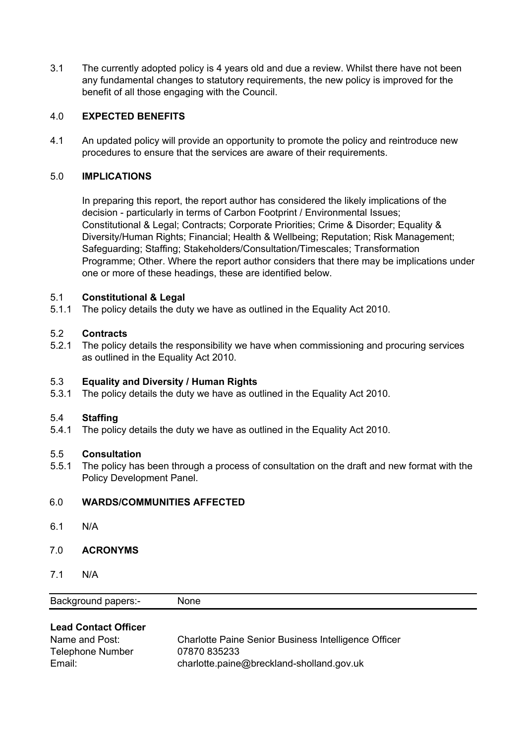3.1 The currently adopted policy is 4 years old and due a review. Whilst there have not been any fundamental changes to statutory requirements, the new policy is improved for the benefit of all those engaging with the Council.

## 4.0 EXPECTED BENEFITS

4.1 An updated policy will provide an opportunity to promote the policy and reintroduce new procedures to ensure that the services are aware of their requirements.

## 5.0 IMPLICATIONS

In preparing this report, the report author has considered the likely implications of the decision - particularly in terms of Carbon Footprint / Environmental Issues; Constitutional & Legal; Contracts; Corporate Priorities; Crime & Disorder; Equality & Diversity/Human Rights; Financial; Health & Wellbeing; Reputation; Risk Management; Safeguarding; Staffing; Stakeholders/Consultation/Timescales; Transformation Programme; Other. Where the report author considers that there may be implications under one or more of these headings, these are identified below.

### 5.1 Constitutional & Legal

5.1.1 The policy details the duty we have as outlined in the Equality Act 2010.

### 5.2 Contracts

5.2.1 The policy details the responsibility we have when commissioning and procuring services as outlined in the Equality Act 2010.

### 5.3 Equality and Diversity / Human Rights

5.3.1 The policy details the duty we have as outlined in the Equality Act 2010.

### 5.4 Staffing

5.4.1 The policy details the duty we have as outlined in the Equality Act 2010.

### 5.5 Consultation

5.5.1 The policy has been through a process of consultation on the draft and new format with the Policy Development Panel.

## 6.0 WARDS/COMMUNITIES AFFECTED

6.1 N/A

## 7.0 ACRONYMS

7.1 N/A

| Background papers:- | None |
| --- | --- |

**Lead Contact Officer**

| | |
| --- | --- |
| Name and Post: | Charlotte Paine Senior Business Intelligence Officer |
| Telephone Number | 07870 835233 |
| Email: | charlotte.paine@breckland-sholland.gov.uk |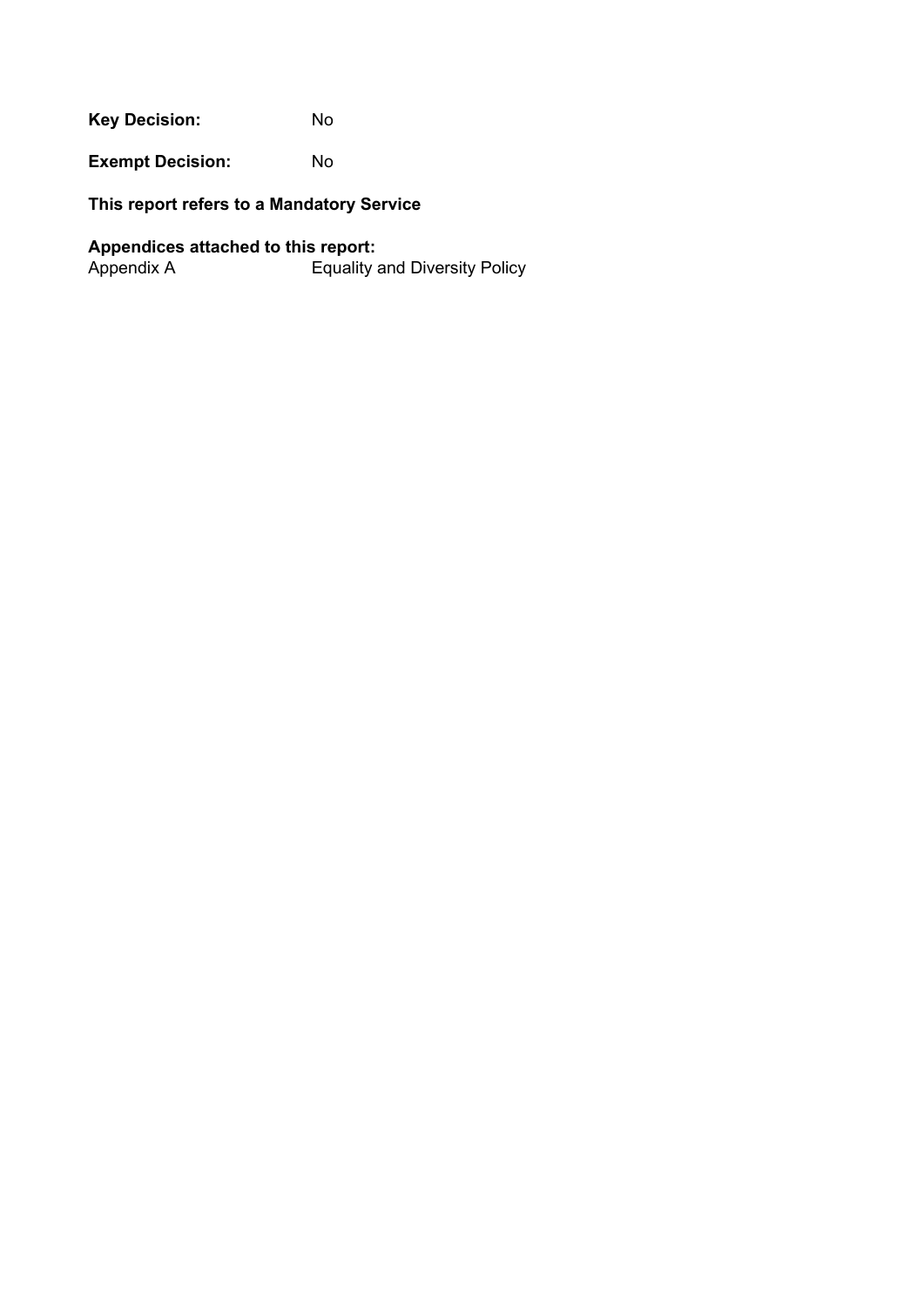**Key Decision:** No

**Exempt Decision:** No

**This report refers to a Mandatory Service**

**Appendices attached to this report:**

| | |
| --- | --- |
| Appendix A | Equality and Diversity Policy |